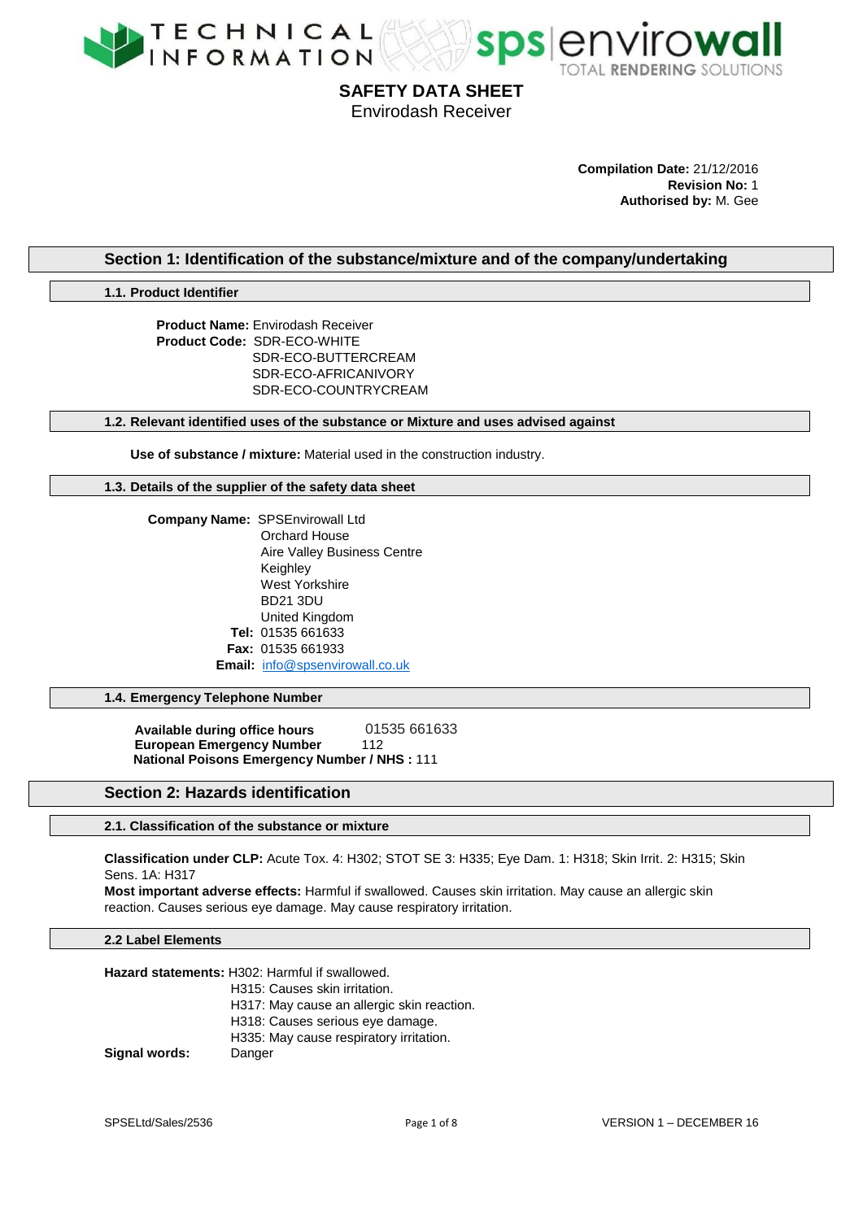# SAFETY DATA SHEET

Envirodash Receiver

**Compilation Date:** 21/12/2016
**Revision No:** 1
**Authorised by:** M. Gee

## Section 1: Identification of the substance/mixture and of the company/undertaking

### 1.1. Product Identifier

**Product Name:** Envirodash Receiver
**Product Code:** SDR-ECO-WHITE
SDR-ECO-BUTTERCREAM
SDR-ECO-AFRICANIVORY
SDR-ECO-COUNTRYCREAM

### 1.2. Relevant identified uses of the substance or Mixture and uses advised against

**Use of substance / mixture:** Material used in the construction industry.

### 1.3. Details of the supplier of the safety data sheet

**Company Name:** SPSEnvirowall Ltd
Orchard House
Aire Valley Business Centre
Keighley
West Yorkshire
BD21 3DU
United Kingdom
**Tel:** 01535 661633
**Fax:** 01535 661933
**Email:** info@spsenvirowall.co.uk

### 1.4. Emergency Telephone Number

**Available during office hours** 01535 661633
**European Emergency Number** 112
**National Poisons Emergency Number / NHS :** 111

## Section 2: Hazards identification

### 2.1. Classification of the substance or mixture

**Classification under CLP:** Acute Tox. 4: H302; STOT SE 3: H335; Eye Dam. 1: H318; Skin Irrit. 2: H315; Skin Sens. 1A: H317
**Most important adverse effects:** Harmful if swallowed. Causes skin irritation. May cause an allergic skin reaction. Causes serious eye damage. May cause respiratory irritation.

### 2.2 Label Elements

**Hazard statements:** H302: Harmful if swallowed.
H315: Causes skin irritation.
H317: May cause an allergic skin reaction.
H318: Causes serious eye damage.
H335: May cause respiratory irritation.

**Signal words:** Danger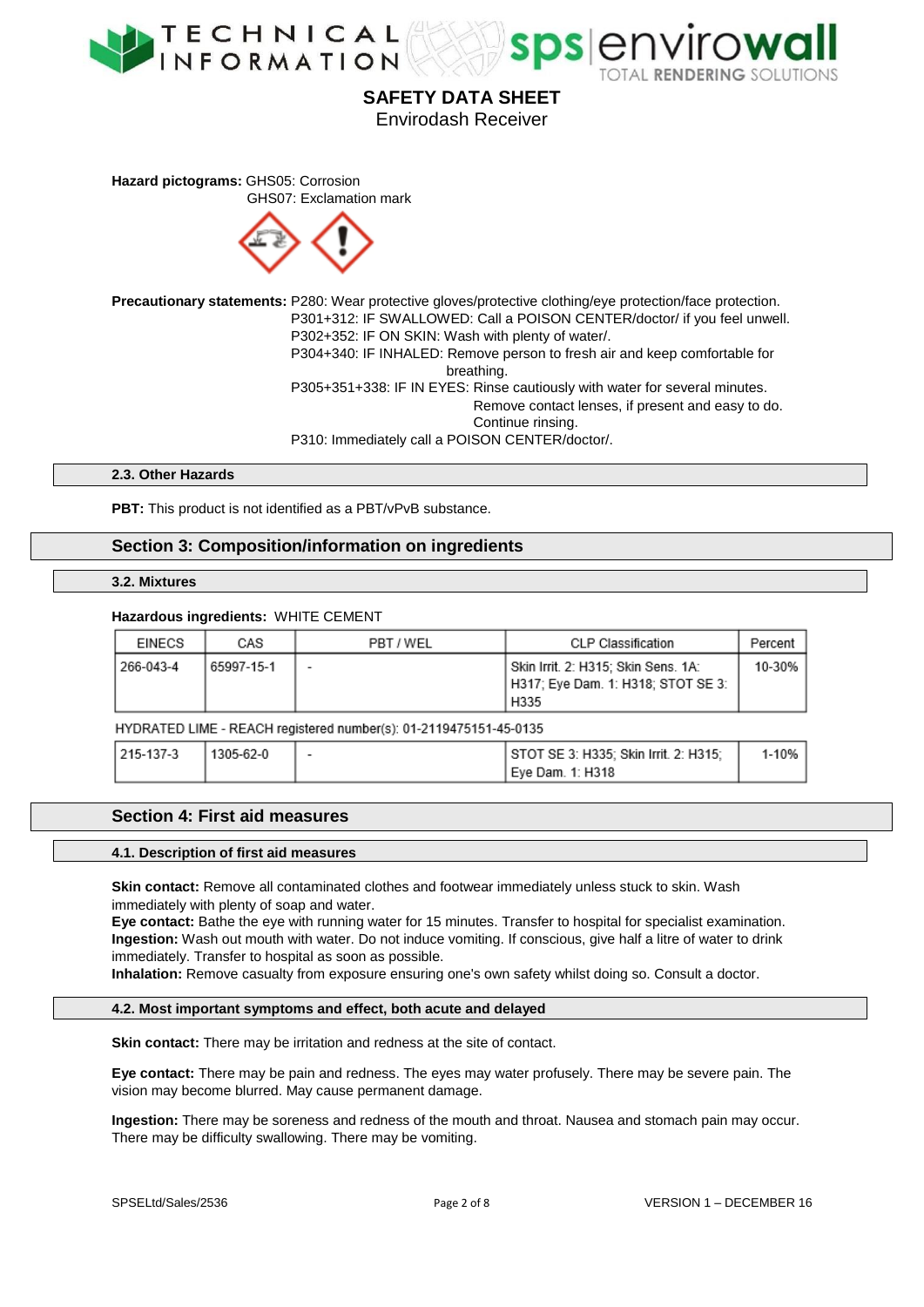**Hazard pictograms:** GHS05: Corrosion
GHS07: Exclamation mark

**Precautionary statements:** P280: Wear protective gloves/protective clothing/eye protection/face protection.
P301+312: IF SWALLOWED: Call a POISON CENTER/doctor/ if you feel unwell.
P302+352: IF ON SKIN: Wash with plenty of water/.
P304+340: IF INHALED: Remove person to fresh air and keep comfortable for breathing.
P305+351+338: IF IN EYES: Rinse cautiously with water for several minutes. Remove contact lenses, if present and easy to do. Continue rinsing.
P310: Immediately call a POISON CENTER/doctor/.

### 2.3. Other Hazards

**PBT:** This product is not identified as a PBT/vPvB substance.

## Section 3: Composition/information on ingredients

### 3.2. Mixtures

**Hazardous ingredients:** WHITE CEMENT

| EINECS | CAS | PBT / WEL | CLP Classification | Percent |
|---|---|---|---|---|
| 266-043-4 | 65997-15-1 | - | Skin Irrit. 2: H315; Skin Sens. 1A: H317; Eye Dam. 1: H318; STOT SE 3: H335 | 10-30% |

HYDRATED LIME - REACH registered number(s): 01-2119475151-45-0135

| EINECS | CAS | PBT / WEL | CLP Classification | Percent |
|---|---|---|---|---|
| 215-137-3 | 1305-62-0 | - | STOT SE 3: H335; Skin Irrit. 2: H315; Eye Dam. 1: H318 | 1-10% |

## Section 4: First aid measures

### 4.1. Description of first aid measures

**Skin contact:** Remove all contaminated clothes and footwear immediately unless stuck to skin. Wash immediately with plenty of soap and water.
**Eye contact:** Bathe the eye with running water for 15 minutes. Transfer to hospital for specialist examination.
**Ingestion:** Wash out mouth with water. Do not induce vomiting. If conscious, give half a litre of water to drink immediately. Transfer to hospital as soon as possible.
**Inhalation:** Remove casualty from exposure ensuring one's own safety whilst doing so. Consult a doctor.

### 4.2. Most important symptoms and effect, both acute and delayed

**Skin contact:** There may be irritation and redness at the site of contact.

**Eye contact:** There may be pain and redness. The eyes may water profusely. There may be severe pain. The vision may become blurred. May cause permanent damage.

**Ingestion:** There may be soreness and redness of the mouth and throat. Nausea and stomach pain may occur. There may be difficulty swallowing. There may be vomiting.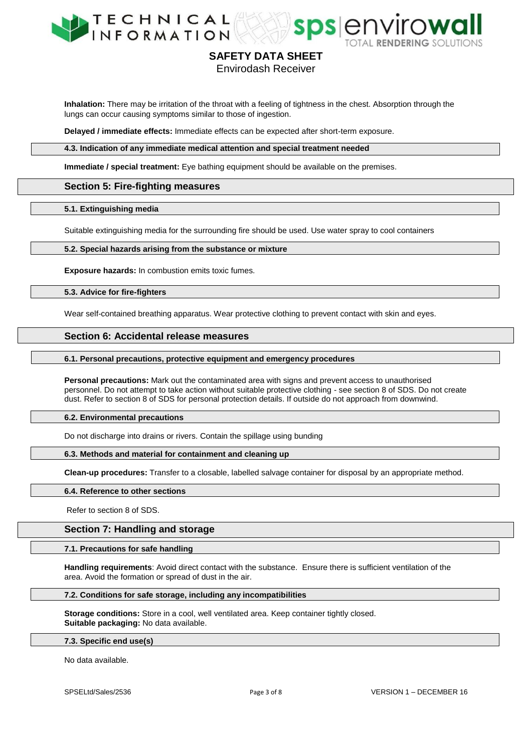**Inhalation:** There may be irritation of the throat with a feeling of tightness in the chest. Absorption through the lungs can occur causing symptoms similar to those of ingestion.

**Delayed / immediate effects:** Immediate effects can be expected after short-term exposure.

### 4.3. Indication of any immediate medical attention and special treatment needed

**Immediate / special treatment:** Eye bathing equipment should be available on the premises.

## Section 5: Fire-fighting measures

### 5.1. Extinguishing media

Suitable extinguishing media for the surrounding fire should be used. Use water spray to cool containers

### 5.2. Special hazards arising from the substance or mixture

**Exposure hazards:** In combustion emits toxic fumes.

### 5.3. Advice for fire-fighters

Wear self-contained breathing apparatus. Wear protective clothing to prevent contact with skin and eyes.

## Section 6: Accidental release measures

### 6.1. Personal precautions, protective equipment and emergency procedures

**Personal precautions:** Mark out the contaminated area with signs and prevent access to unauthorised personnel. Do not attempt to take action without suitable protective clothing - see section 8 of SDS. Do not create dust. Refer to section 8 of SDS for personal protection details. If outside do not approach from downwind.

### 6.2. Environmental precautions

Do not discharge into drains or rivers. Contain the spillage using bunding

### 6.3. Methods and material for containment and cleaning up

**Clean-up procedures:** Transfer to a closable, labelled salvage container for disposal by an appropriate method.

### 6.4. Reference to other sections

Refer to section 8 of SDS.

## Section 7: Handling and storage

### 7.1. Precautions for safe handling

**Handling requirements**: Avoid direct contact with the substance. Ensure there is sufficient ventilation of the area. Avoid the formation or spread of dust in the air.

### 7.2. Conditions for safe storage, including any incompatibilities

**Storage conditions:** Store in a cool, well ventilated area. Keep container tightly closed.
**Suitable packaging:** No data available.

### 7.3. Specific end use(s)

No data available.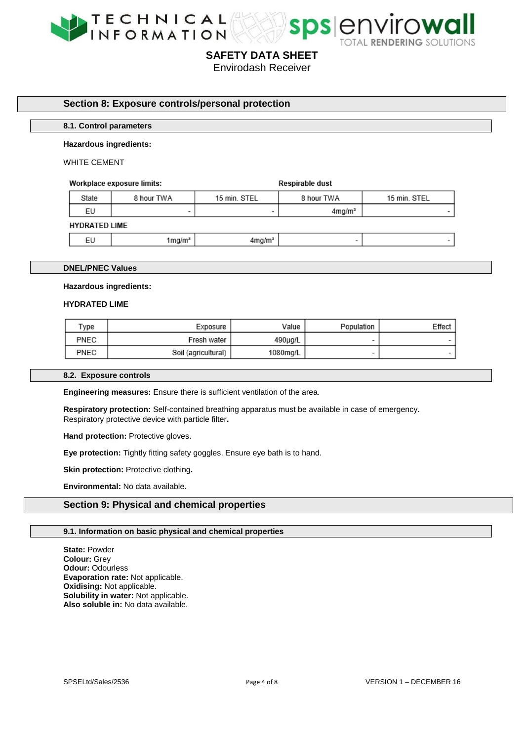## Section 8: Exposure controls/personal protection

### 8.1. Control parameters

**Hazardous ingredients:**

WHITE CEMENT

| Workplace exposure limits: | | | Respirable dust | |
|---|---|---|---|---|
| State | 8 hour TWA | 15 min. STEL | 8 hour TWA | 15 min. STEL |
| EU | - | - | 4mg/m³ | - |
| HYDRATED LIME | | | | |
| EU | 1mg/m³ | 4mg/m³ | - | - |

### DNEL/PNEC Values

**Hazardous ingredients:**

**HYDRATED LIME**

| Type | Exposure | Value | Population | Effect |
|---|---|---|---|---|
| PNEC | Fresh water | 490μg/L | - | - |
| PNEC | Soil (agricultural) | 1080mg/L | - | - |

### 8.2. Exposure controls

**Engineering measures:** Ensure there is sufficient ventilation of the area.

**Respiratory protection:** Self-contained breathing apparatus must be available in case of emergency. Respiratory protective device with particle filter**.**

**Hand protection:** Protective gloves.

**Eye protection:** Tightly fitting safety goggles. Ensure eye bath is to hand.

**Skin protection:** Protective clothing**.**

**Environmental:** No data available.

## Section 9: Physical and chemical properties

### 9.1. Information on basic physical and chemical properties

**State:** Powder
**Colour:** Grey
**Odour:** Odourless
**Evaporation rate:** Not applicable.
**Oxidising:** Not applicable.
**Solubility in water:** Not applicable.
**Also soluble in:** No data available.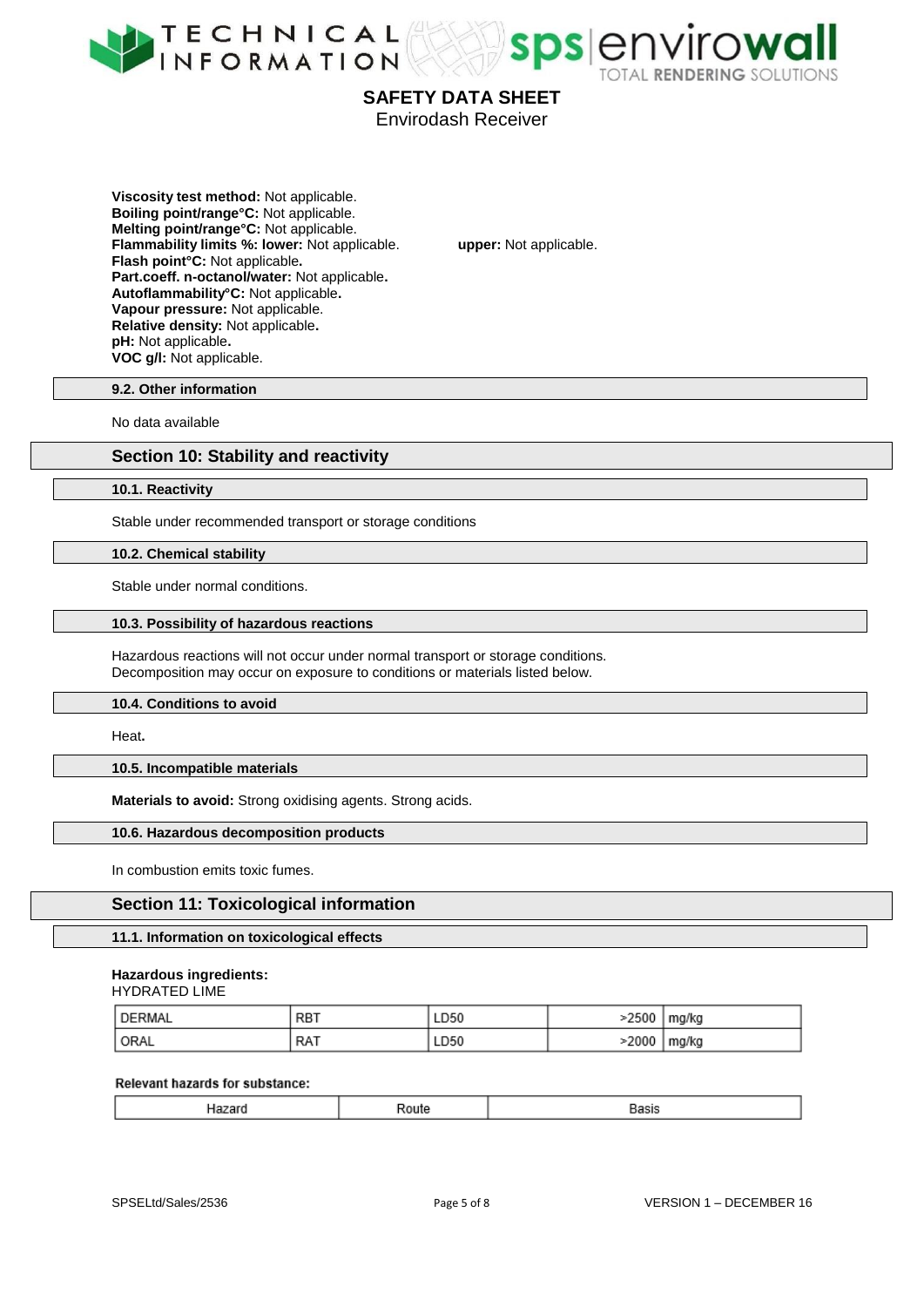**Viscosity test method:** Not applicable.
**Boiling point/range°C:** Not applicable.
**Melting point/range°C:** Not applicable.
**Flammability limits %: lower:** Not applicable. **upper:** Not applicable.
**Flash point°C:** Not applicable.
**Part.coeff. n-octanol/water:** Not applicable.
**Autoflammability°C:** Not applicable.
**Vapour pressure:** Not applicable.
**Relative density:** Not applicable.
**pH:** Not applicable.
**VOC g/l:** Not applicable.

### 9.2. Other information

No data available

## Section 10: Stability and reactivity

### 10.1. Reactivity

Stable under recommended transport or storage conditions

### 10.2. Chemical stability

Stable under normal conditions.

### 10.3. Possibility of hazardous reactions

Hazardous reactions will not occur under normal transport or storage conditions.
Decomposition may occur on exposure to conditions or materials listed below.

### 10.4. Conditions to avoid

Heat.

### 10.5. Incompatible materials

**Materials to avoid:** Strong oxidising agents. Strong acids.

### 10.6. Hazardous decomposition products

In combustion emits toxic fumes.

## Section 11: Toxicological information

### 11.1. Information on toxicological effects

**Hazardous ingredients:**
HYDRATED LIME

| DERMAL | RBT | LD50 | >2500 | mg/kg |
|---|---|---|---|---|
| ORAL | RAT | LD50 | >2000 | mg/kg |

**Relevant hazards for substance:**

| Hazard | Route | Basis |
|---|---|---|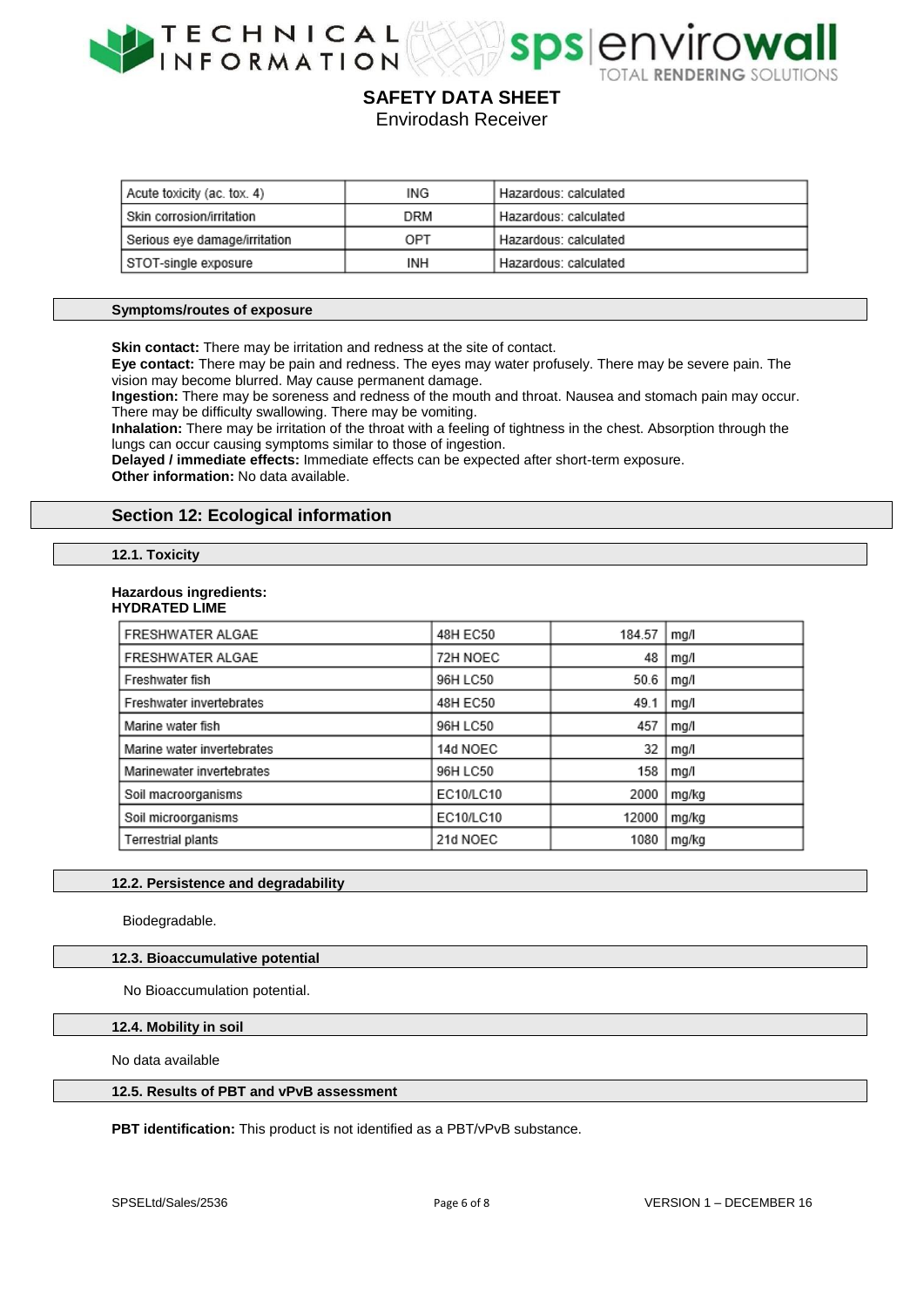| Acute toxicity (ac. tox. 4) | ING | Hazardous: calculated |
|---|---|---|
| Skin corrosion/irritation | DRM | Hazardous: calculated |
| Serious eye damage/irritation | OPT | Hazardous: calculated |
| STOT-single exposure | INH | Hazardous: calculated |

### Symptoms/routes of exposure

**Skin contact:** There may be irritation and redness at the site of contact.
**Eye contact:** There may be pain and redness. The eyes may water profusely. There may be severe pain. The vision may become blurred. May cause permanent damage.
**Ingestion:** There may be soreness and redness of the mouth and throat. Nausea and stomach pain may occur. There may be difficulty swallowing. There may be vomiting.
**Inhalation:** There may be irritation of the throat with a feeling of tightness in the chest. Absorption through the lungs can occur causing symptoms similar to those of ingestion.
**Delayed / immediate effects:** Immediate effects can be expected after short-term exposure.
**Other information:** No data available.

## Section 12: Ecological information

### 12.1. Toxicity

**Hazardous ingredients:**
**HYDRATED LIME**

| FRESHWATER ALGAE | 48H EC50 | 184.57 | mg/l |
|---|---|---|---|
| FRESHWATER ALGAE | 72H NOEC | 48 | mg/l |
| Freshwater fish | 96H LC50 | 50.6 | mg/l |
| Freshwater invertebrates | 48H EC50 | 49.1 | mg/l |
| Marine water fish | 96H LC50 | 457 | mg/l |
| Marine water invertebrates | 14d NOEC | 32 | mg/l |
| Marinewater invertebrates | 96H LC50 | 158 | mg/l |
| Soil macroorganisms | EC10/LC10 | 2000 | mg/kg |
| Soil microorganisms | EC10/LC10 | 12000 | mg/kg |
| Terrestrial plants | 21d NOEC | 1080 | mg/kg |

### 12.2. Persistence and degradability

Biodegradable.

### 12.3. Bioaccumulative potential

No Bioaccumulation potential.

### 12.4. Mobility in soil

No data available

### 12.5. Results of PBT and vPvB assessment

**PBT identification:** This product is not identified as a PBT/vPvB substance.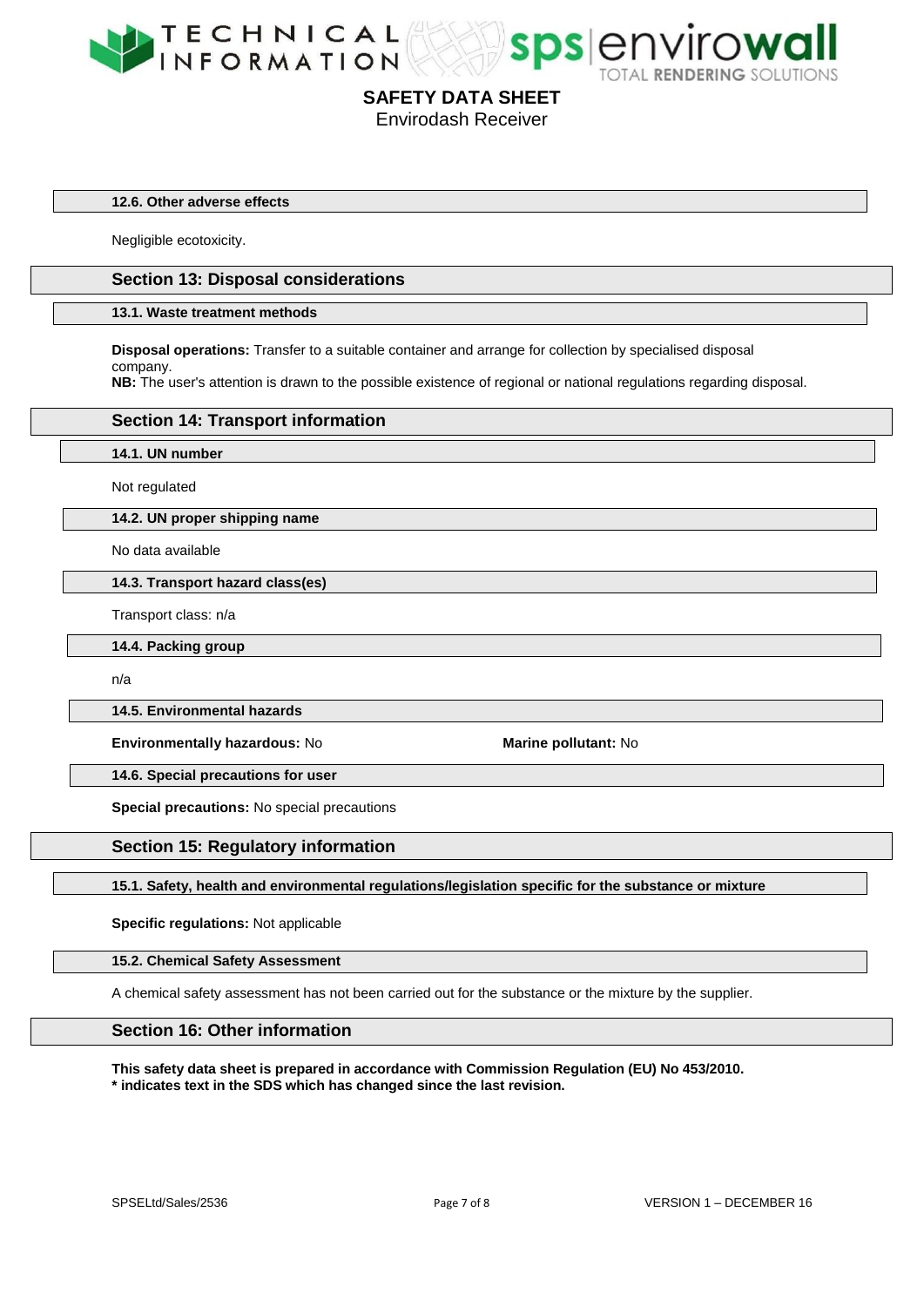### 12.6. Other adverse effects

Negligible ecotoxicity.

## Section 13: Disposal considerations

### 13.1. Waste treatment methods

**Disposal operations:** Transfer to a suitable container and arrange for collection by specialised disposal company.
**NB:** The user's attention is drawn to the possible existence of regional or national regulations regarding disposal.

## Section 14: Transport information

### 14.1. UN number

Not regulated

### 14.2. UN proper shipping name

No data available

### 14.3. Transport hazard class(es)

Transport class: n/a

### 14.4. Packing group

n/a

### 14.5. Environmental hazards

**Environmentally hazardous:** No

**Marine pollutant:** No

### 14.6. Special precautions for user

**Special precautions:** No special precautions

## Section 15: Regulatory information

### 15.1. Safety, health and environmental regulations/legislation specific for the substance or mixture

**Specific regulations:** Not applicable

### 15.2. Chemical Safety Assessment

A chemical safety assessment has not been carried out for the substance or the mixture by the supplier.

## Section 16: Other information

**This safety data sheet is prepared in accordance with Commission Regulation (EU) No 453/2010.**
**\* indicates text in the SDS which has changed since the last revision.**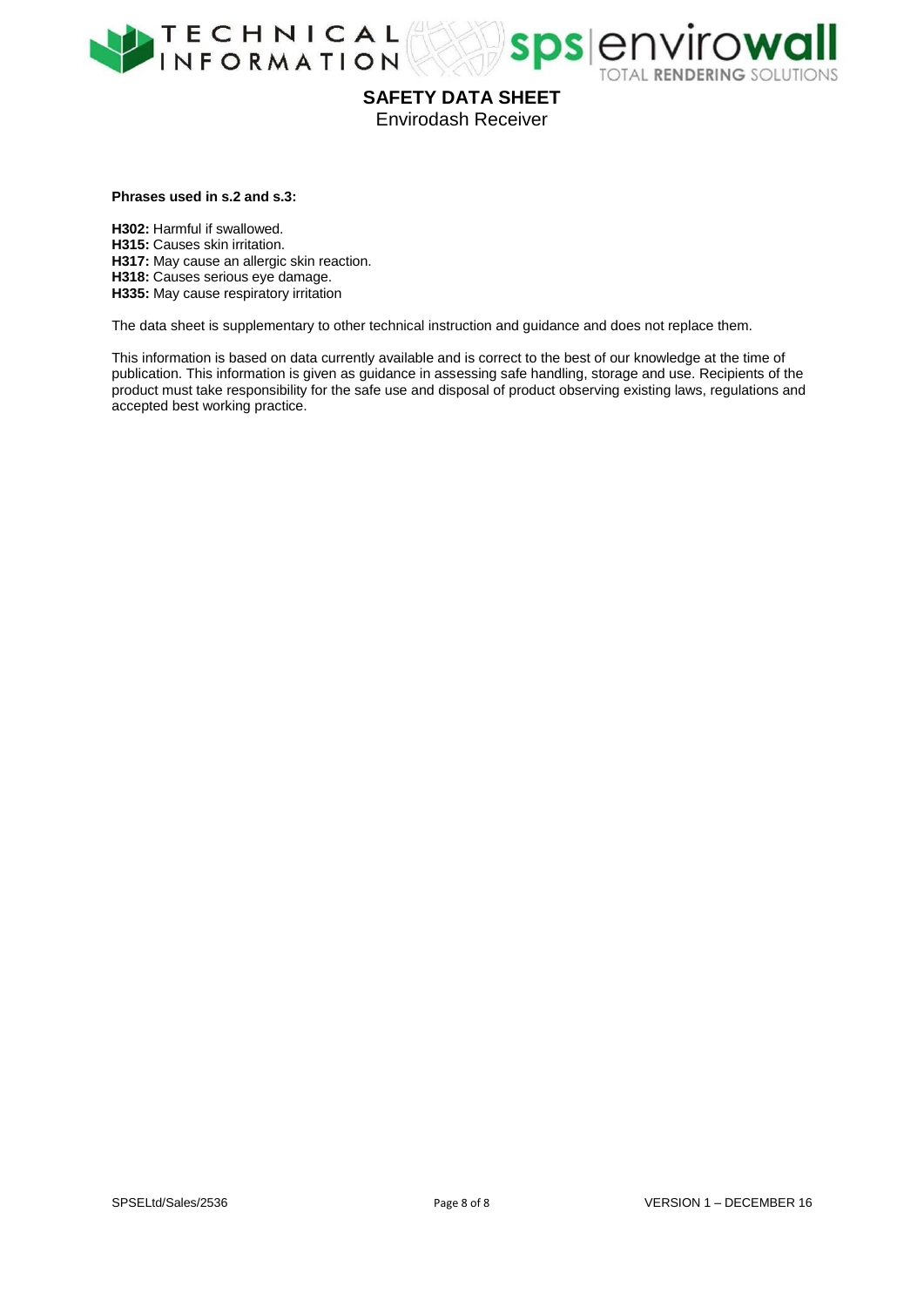**Phrases used in s.2 and s.3:**

**H302:** Harmful if swallowed.
**H315:** Causes skin irritation.
**H317:** May cause an allergic skin reaction.
**H318:** Causes serious eye damage.
**H335:** May cause respiratory irritation

The data sheet is supplementary to other technical instruction and guidance and does not replace them.

This information is based on data currently available and is correct to the best of our knowledge at the time of publication. This information is given as guidance in assessing safe handling, storage and use. Recipients of the product must take responsibility for the safe use and disposal of product observing existing laws, regulations and accepted best working practice.